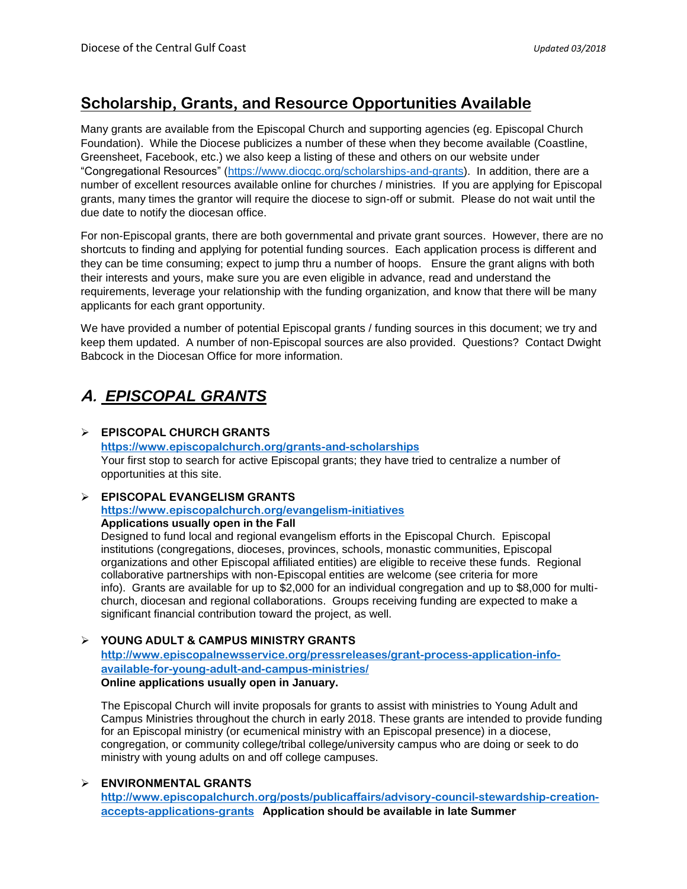# Scholarship, Grants, and Resource Opportunities Available

Many grants are available from the Episcopal Church and supporting agencies (eg. Episcopal Church Foundation). While the Diocese publicizes a number of these when they become available (Coastline, Greensheet, Facebook, etc.) we also keep a listing of these and others on our website under "Congregational Resources" (https://www.diocgc.org/scholarships-and-grants). In addition, there are a number of excellent resources available online for churches / ministries. If you are applying for Episcopal grants, many times the grantor will require the diocese to sign-off or submit. Please do not wait until the due date to notify the diocesan office.

For non-Episcopal grants, there are both governmental and private grant sources. However, there are no shortcuts to finding and applying for potential funding sources. Each application process is different and they can be time consuming; expect to jump thru a number of hoops. Ensure the grant aligns with both their interests and yours, make sure you are even eligible in advance, read and understand the requirements, leverage your relationship with the funding organization, and know that there will be many applicants for each grant opportunity.

We have provided a number of potential Episcopal grants / funding sources in this document; we try and keep them updated. A number of non-Episcopal sources are also provided. Questions? Contact Dwight Babcock in the Diocesan Office for more information.

## A. EPISCOPAL GRANTS

- **EPISCOPAL CHURCH GRANTS**
  **https://www.episcopalchurch.org/grants-and-scholarships**
  Your first stop to search for active Episcopal grants; they have tried to centralize a number of opportunities at this site.

- **EPISCOPAL EVANGELISM GRANTS**
  **https://www.episcopalchurch.org/evangelism-initiatives**
  **Applications usually open in the Fall**
  Designed to fund local and regional evangelism efforts in the Episcopal Church. Episcopal institutions (congregations, dioceses, provinces, schools, monastic communities, Episcopal organizations and other Episcopal affiliated entities) are eligible to receive these funds. Regional collaborative partnerships with non-Episcopal entities are welcome (see criteria for more info). Grants are available for up to $2,000 for an individual congregation and up to $8,000 for multi-church, diocesan and regional collaborations. Groups receiving funding are expected to make a significant financial contribution toward the project, as well.

- **YOUNG ADULT & CAMPUS MINISTRY GRANTS**
  **http://www.episcopalnewsservice.org/pressreleases/grant-process-application-info-available-for-young-adult-and-campus-ministries/**
  **Online applications usually open in January.**

  The Episcopal Church will invite proposals for grants to assist with ministries to Young Adult and Campus Ministries throughout the church in early 2018. These grants are intended to provide funding for an Episcopal ministry (or ecumenical ministry with an Episcopal presence) in a diocese, congregation, or community college/tribal college/university campus who are doing or seek to do ministry with young adults on and off college campuses.

- **ENVIRONMENTAL GRANTS**
  **http://www.episcopalchurch.org/posts/publicaffairs/advisory-council-stewardship-creation-accepts-applications-grants** **Application should be available in late Summer**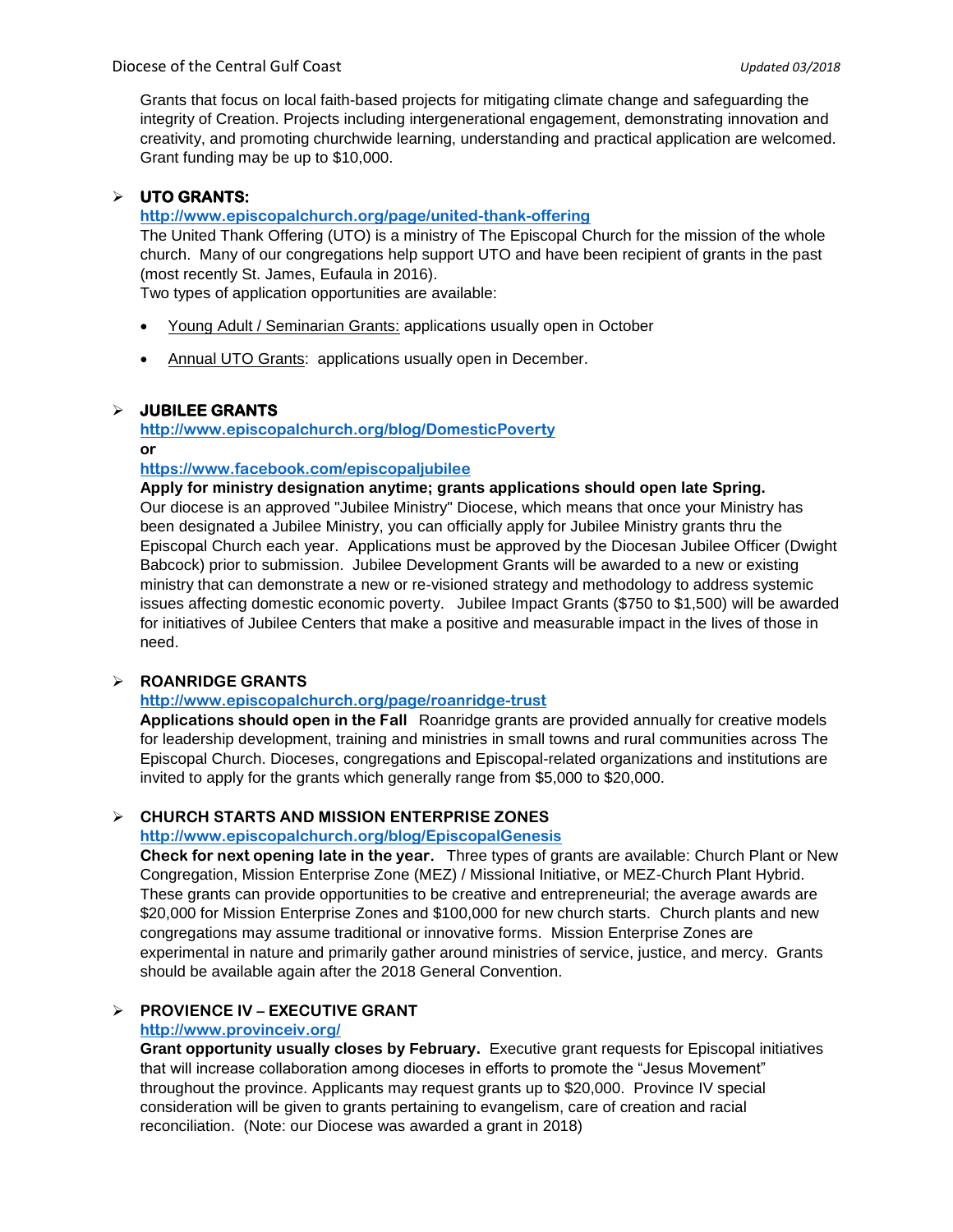Grants that focus on local faith-based projects for mitigating climate change and safeguarding the integrity of Creation. Projects including intergenerational engagement, demonstrating innovation and creativity, and promoting churchwide learning, understanding and practical application are welcomed. Grant funding may be up to $10,000.

- **UTO GRANTS:**

  **http://www.episcopalchurch.org/page/united-thank-offering**

  The United Thank Offering (UTO) is a ministry of The Episcopal Church for the mission of the whole church. Many of our congregations help support UTO and have been recipient of grants in the past (most recently St. James, Eufaula in 2016).

  Two types of application opportunities are available:

  - Young Adult / Seminarian Grants: applications usually open in October
  - Annual UTO Grants: applications usually open in December.

- **JUBILEE GRANTS**

  **http://www.episcopalchurch.org/blog/DomesticPoverty**

  **or**

  **https://www.facebook.com/episcopaljubilee**

  **Apply for ministry designation anytime; grants applications should open late Spring.** Our diocese is an approved "Jubilee Ministry" Diocese, which means that once your Ministry has been designated a Jubilee Ministry, you can officially apply for Jubilee Ministry grants thru the Episcopal Church each year. Applications must be approved by the Diocesan Jubilee Officer (Dwight Babcock) prior to submission. Jubilee Development Grants will be awarded to a new or existing ministry that can demonstrate a new or re-visioned strategy and methodology to address systemic issues affecting domestic economic poverty. Jubilee Impact Grants ($750 to $1,500) will be awarded for initiatives of Jubilee Centers that make a positive and measurable impact in the lives of those in need.

- **ROANRIDGE GRANTS**

  **http://www.episcopalchurch.org/page/roanridge-trust**

  **Applications should open in the Fall** Roanridge grants are provided annually for creative models for leadership development, training and ministries in small towns and rural communities across The Episcopal Church. Dioceses, congregations and Episcopal-related organizations and institutions are invited to apply for the grants which generally range from $5,000 to $20,000.

- **CHURCH STARTS AND MISSION ENTERPRISE ZONES**

  **http://www.episcopalchurch.org/blog/EpiscopalGenesis**

  **Check for next opening late in the year.** Three types of grants are available: Church Plant or New Congregation, Mission Enterprise Zone (MEZ) / Missional Initiative, or MEZ-Church Plant Hybrid. These grants can provide opportunities to be creative and entrepreneurial; the average awards are $20,000 for Mission Enterprise Zones and $100,000 for new church starts. Church plants and new congregations may assume traditional or innovative forms. Mission Enterprise Zones are experimental in nature and primarily gather around ministries of service, justice, and mercy. Grants should be available again after the 2018 General Convention.

- **PROVIENCE IV – EXECUTIVE GRANT**

  **http://www.provinceiv.org/**

  **Grant opportunity usually closes by February.** Executive grant requests for Episcopal initiatives that will increase collaboration among dioceses in efforts to promote the "Jesus Movement" throughout the province. Applicants may request grants up to $20,000. Province IV special consideration will be given to grants pertaining to evangelism, care of creation and racial reconciliation. (Note: our Diocese was awarded a grant in 2018)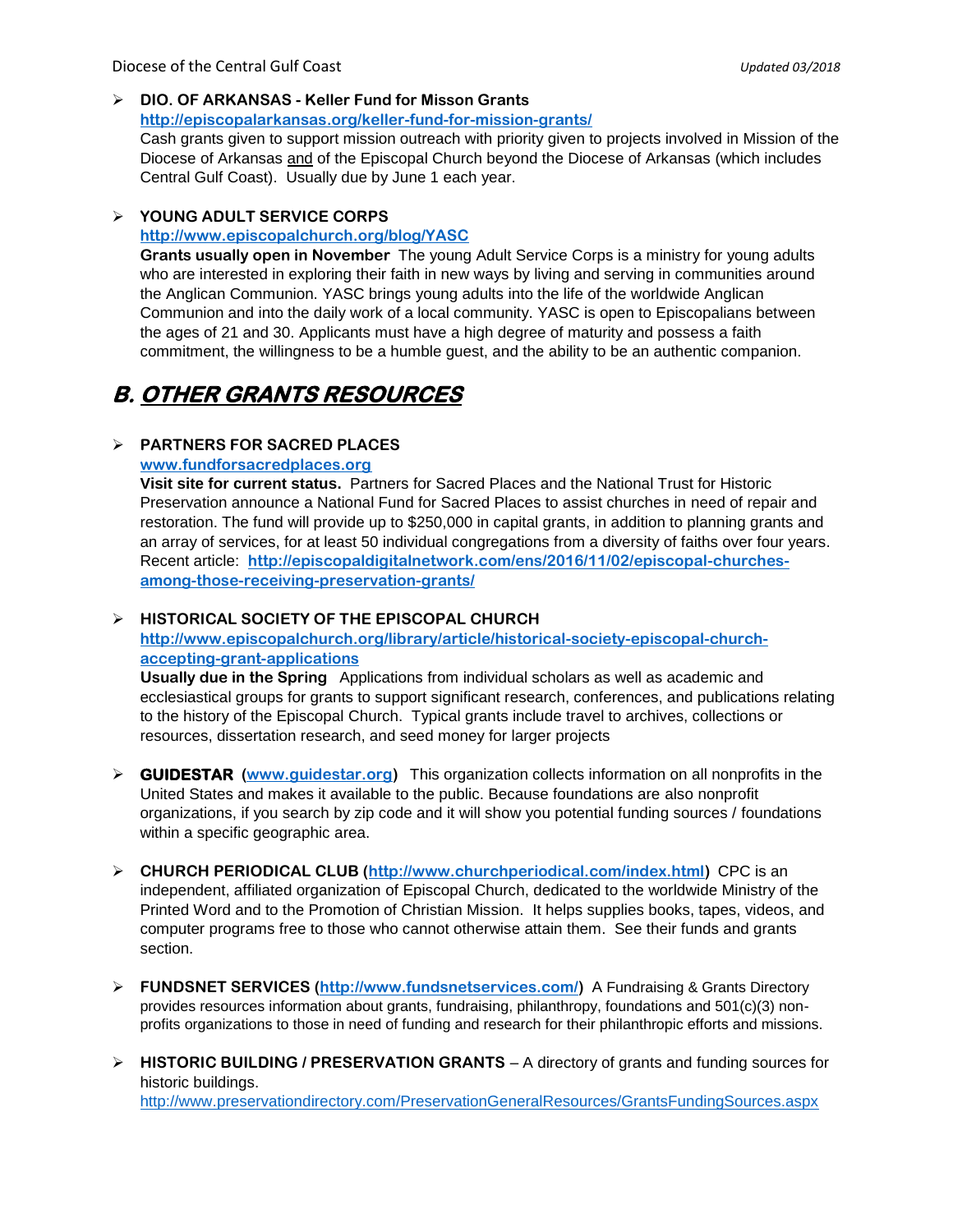- **DIO. OF ARKANSAS - Keller Fund for Misson Grants**
  **http://episcopalarkansas.org/keller-fund-for-mission-grants/**
  Cash grants given to support mission outreach with priority given to projects involved in Mission of the Diocese of Arkansas and of the Episcopal Church beyond the Diocese of Arkansas (which includes Central Gulf Coast). Usually due by June 1 each year.

- **YOUNG ADULT SERVICE CORPS**
  **http://www.episcopalchurch.org/blog/YASC**
  **Grants usually open in November** The young Adult Service Corps is a ministry for young adults who are interested in exploring their faith in new ways by living and serving in communities around the Anglican Communion. YASC brings young adults into the life of the worldwide Anglican Communion and into the daily work of a local community. YASC is open to Episcopalians between the ages of 21 and 30. Applicants must have a high degree of maturity and possess a faith commitment, the willingness to be a humble guest, and the ability to be an authentic companion.

## *B. OTHER GRANTS RESOURCES*

- **PARTNERS FOR SACRED PLACES**
  **www.fundforsacredplaces.org**
  **Visit site for current status.** Partners for Sacred Places and the National Trust for Historic Preservation announce a National Fund for Sacred Places to assist churches in need of repair and restoration. The fund will provide up to $250,000 in capital grants, in addition to planning grants and an array of services, for at least 50 individual congregations from a diversity of faiths over four years. Recent article: **http://episcopaldigitalnetwork.com/ens/2016/11/02/episcopal-churches-among-those-receiving-preservation-grants/**

- **HISTORICAL SOCIETY OF THE EPISCOPAL CHURCH**
  **http://www.episcopalchurch.org/library/article/historical-society-episcopal-church-accepting-grant-applications**
  **Usually due in the Spring** Applications from individual scholars as well as academic and ecclesiastical groups for grants to support significant research, conferences, and publications relating to the history of the Episcopal Church. Typical grants include travel to archives, collections or resources, dissertation research, and seed money for larger projects

- **GUIDESTAR (www.guidestar.org)** This organization collects information on all nonprofits in the United States and makes it available to the public. Because foundations are also nonprofit organizations, if you search by zip code and it will show you potential funding sources / foundations within a specific geographic area.

- **CHURCH PERIODICAL CLUB (http://www.churchperiodical.com/index.html)** CPC is an independent, affiliated organization of Episcopal Church, dedicated to the worldwide Ministry of the Printed Word and to the Promotion of Christian Mission. It helps supplies books, tapes, videos, and computer programs free to those who cannot otherwise attain them. See their funds and grants section.

- **FUNDSNET SERVICES (http://www.fundsnetservices.com/)** A Fundraising & Grants Directory provides resources information about grants, fundraising, philanthropy, foundations and 501(c)(3) non-profits organizations to those in need of funding and research for their philanthropic efforts and missions.

- **HISTORIC BUILDING / PRESERVATION GRANTS** – A directory of grants and funding sources for historic buildings.
  http://www.preservationdirectory.com/PreservationGeneralResources/GrantsFundingSources.aspx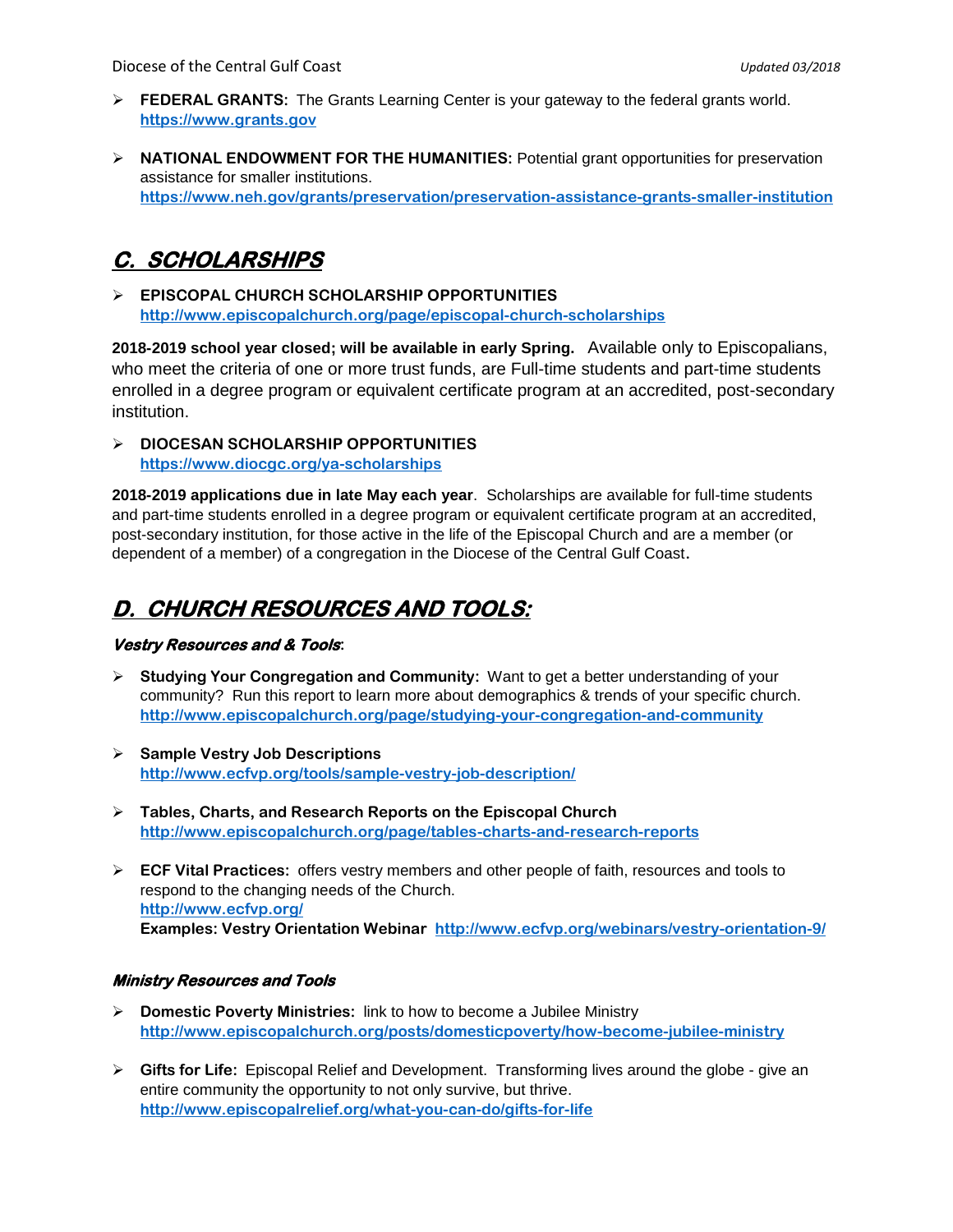- **FEDERAL GRANTS:** The Grants Learning Center is your gateway to the federal grants world. **https://www.grants.gov**

- **NATIONAL ENDOWMENT FOR THE HUMANITIES:** Potential grant opportunities for preservation assistance for smaller institutions. **https://www.neh.gov/grants/preservation/preservation-assistance-grants-smaller-institution**

## ***C. SCHOLARSHIPS***

- **EPISCOPAL CHURCH SCHOLARSHIP OPPORTUNITIES** **http://www.episcopalchurch.org/page/episcopal-church-scholarships**

**2018-2019 school year closed; will be available in early Spring.** Available only to Episcopalians, who meet the criteria of one or more trust funds, are Full-time students and part-time students enrolled in a degree program or equivalent certificate program at an accredited, post-secondary institution.

- **DIOCESAN SCHOLARSHIP OPPORTUNITIES** **https://www.diocgc.org/ya-scholarships**

**2018-2019 applications due in late May each year**. Scholarships are available for full-time students and part-time students enrolled in a degree program or equivalent certificate program at an accredited, post-secondary institution, for those active in the life of the Episcopal Church and are a member (or dependent of a member) of a congregation in the Diocese of the Central Gulf Coast.

## ***D. CHURCH RESOURCES AND TOOLS:***

***Vestry Resources and & Tools***:

- **Studying Your Congregation and Community:** Want to get a better understanding of your community? Run this report to learn more about demographics & trends of your specific church. **http://www.episcopalchurch.org/page/studying-your-congregation-and-community**

- **Sample Vestry Job Descriptions** **http://www.ecfvp.org/tools/sample-vestry-job-description/**

- **Tables, Charts, and Research Reports on the Episcopal Church** **http://www.episcopalchurch.org/page/tables-charts-and-research-reports**

- **ECF Vital Practices:** offers vestry members and other people of faith, resources and tools to respond to the changing needs of the Church.
  **http://www.ecfvp.org/**
  **Examples: Vestry Orientation Webinar** **http://www.ecfvp.org/webinars/vestry-orientation-9/**

***Ministry Resources and Tools***

- **Domestic Poverty Ministries:** link to how to become a Jubilee Ministry **http://www.episcopalchurch.org/posts/domesticpoverty/how-become-jubilee-ministry**

- **Gifts for Life:** Episcopal Relief and Development. Transforming lives around the globe - give an entire community the opportunity to not only survive, but thrive. **http://www.episcopalrelief.org/what-you-can-do/gifts-for-life**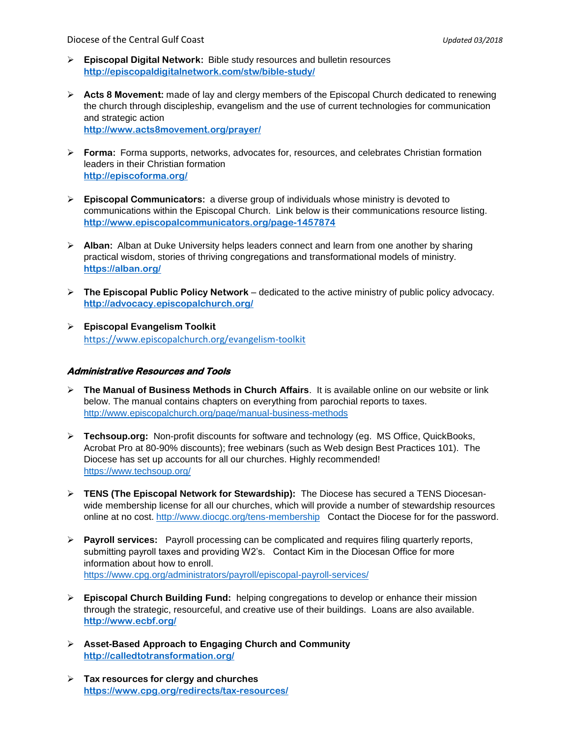- **Episcopal Digital Network:** Bible study resources and bulletin resources
  http://episcopaldigitalnetwork.com/stw/bible-study/

- **Acts 8 Movement:** made of lay and clergy members of the Episcopal Church dedicated to renewing the church through discipleship, evangelism and the use of current technologies for communication and strategic action
  http://www.acts8movement.org/prayer/

- **Forma:** Forma supports, networks, advocates for, resources, and celebrates Christian formation leaders in their Christian formation
  http://episcoforma.org/

- **Episcopal Communicators:** a diverse group of individuals whose ministry is devoted to communications within the Episcopal Church. Link below is their communications resource listing.
  http://www.episcopalcommunicators.org/page-1457874

- **Alban:** Alban at Duke University helps leaders connect and learn from one another by sharing practical wisdom, stories of thriving congregations and transformational models of ministry.
  https://alban.org/

- **The Episcopal Public Policy Network** – dedicated to the active ministry of public policy advocacy.
  http://advocacy.episcopalchurch.org/

- **Episcopal Evangelism Toolkit**
  https://www.episcopalchurch.org/evangelism-toolkit

### *Administrative Resources and Tools*

- **The Manual of Business Methods in Church Affairs**. It is available online on our website or link below. The manual contains chapters on everything from parochial reports to taxes.
  http://www.episcopalchurch.org/page/manual-business-methods

- **Techsoup.org:** Non-profit discounts for software and technology (eg. MS Office, QuickBooks, Acrobat Pro at 80-90% discounts); free webinars (such as Web design Best Practices 101). The Diocese has set up accounts for all our churches. Highly recommended!
  https://www.techsoup.org/

- **TENS (The Episcopal Network for Stewardship):** The Diocese has secured a TENS Diocesan-wide membership license for all our churches, which will provide a number of stewardship resources online at no cost. http://www.diocgc.org/tens-membership Contact the Diocese for for the password.

- **Payroll services:** Payroll processing can be complicated and requires filing quarterly reports, submitting payroll taxes and providing W2's. Contact Kim in the Diocesan Office for more information about how to enroll.
  https://www.cpg.org/administrators/payroll/episcopal-payroll-services/

- **Episcopal Church Building Fund:** helping congregations to develop or enhance their mission through the strategic, resourceful, and creative use of their buildings. Loans are also available.
  http://www.ecbf.org/

- **Asset-Based Approach to Engaging Church and Community**
  http://calledtotransformation.org/

- **Tax resources for clergy and churches**
  https://www.cpg.org/redirects/tax-resources/